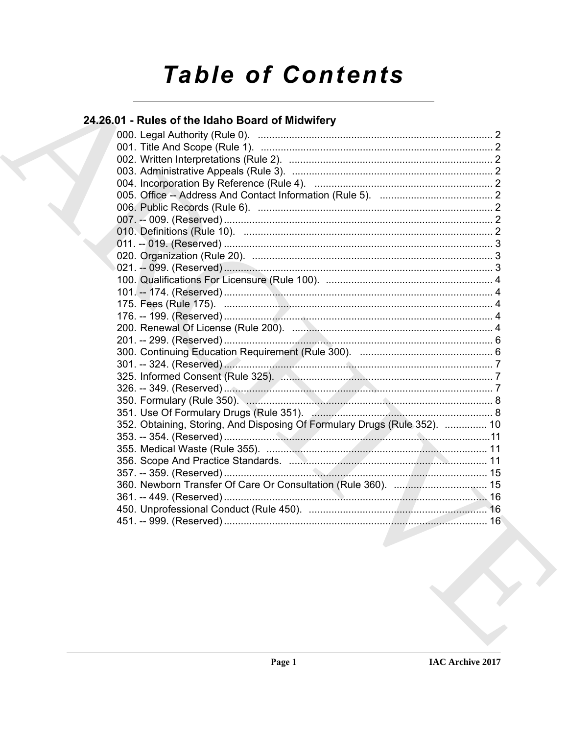# Table of Contents

## 24.26.01 - Rules of the Idaho Board of Midwifery

000. Legal Authority (Rule 0). ... 2
001. Title And Scope (Rule 1). ... 2
002. Written Interpretations (Rule 2). ... 2
003. Administrative Appeals (Rule 3). ... 2
004. Incorporation By Reference (Rule 4). ... 2
005. Office -- Address And Contact Information (Rule 5). ... 2
006. Public Records (Rule 6). ... 2
007. -- 009. (Reserved) ... 2
010. Definitions (Rule 10). ... 2
011. -- 019. (Reserved) ... 3
020. Organization (Rule 20). ... 3
021. -- 099. (Reserved) ... 3
100. Qualifications For Licensure (Rule 100). ... 4
101. -- 174. (Reserved) ... 4
175. Fees (Rule 175). ... 4
176. -- 199. (Reserved) ... 4
200. Renewal Of License (Rule 200). ... 4
201. -- 299. (Reserved) ... 6
300. Continuing Education Requirement (Rule 300). ... 6
301. -- 324. (Reserved) ... 7
325. Informed Consent (Rule 325). ... 7
326. -- 349. (Reserved) ... 7
350. Formulary (Rule 350). ... 8
351. Use Of Formulary Drugs (Rule 351). ... 8
352. Obtaining, Storing, And Disposing Of Formulary Drugs (Rule 352). ... 10
353. -- 354. (Reserved) ... 11
355. Medical Waste (Rule 355). ... 11
356. Scope And Practice Standards. ... 11
357. -- 359. (Reserved) ... 15
360. Newborn Transfer Of Care Or Consultation (Rule 360). ... 15
361. -- 449. (Reserved) ... 16
450. Unprofessional Conduct (Rule 450). ... 16
451. -- 999. (Reserved) ... 16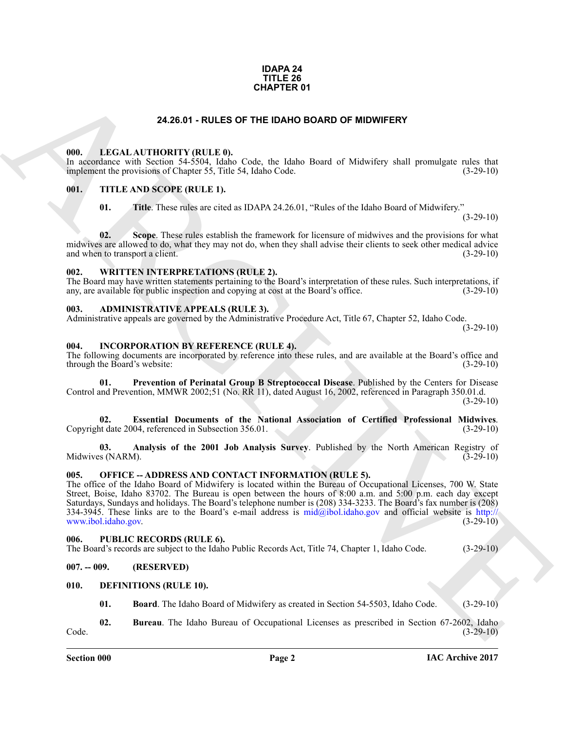**IDAPA 24**
**TITLE 26**
**CHAPTER 01**

# 24.26.01 - RULES OF THE IDAHO BOARD OF MIDWIFERY

### 000. LEGAL AUTHORITY (RULE 0).

In accordance with Section 54-5504, Idaho Code, the Idaho Board of Midwifery shall promulgate rules that implement the provisions of Chapter 55, Title 54, Idaho Code. (3-29-10)

### 001. TITLE AND SCOPE (RULE 1).

**01. Title**. These rules are cited as IDAPA 24.26.01, "Rules of the Idaho Board of Midwifery." (3-29-10)

**02. Scope**. These rules establish the framework for licensure of midwives and the provisions for what midwives are allowed to do, what they may not do, when they shall advise their clients to seek other medical advice and when to transport a client. (3-29-10)

### 002. WRITTEN INTERPRETATIONS (RULE 2).

The Board may have written statements pertaining to the Board's interpretation of these rules. Such interpretations, if any, are available for public inspection and copying at cost at the Board's office. (3-29-10)

### 003. ADMINISTRATIVE APPEALS (RULE 3).

Administrative appeals are governed by the Administrative Procedure Act, Title 67, Chapter 52, Idaho Code. (3-29-10)

### 004. INCORPORATION BY REFERENCE (RULE 4).

The following documents are incorporated by reference into these rules, and are available at the Board's office and through the Board's website: (3-29-10)

**01. Prevention of Perinatal Group B Streptococcal Disease**. Published by the Centers for Disease Control and Prevention, MMWR 2002;51 (No. RR 11), dated August 16, 2002, referenced in Paragraph 350.01.d. (3-29-10)

**02. Essential Documents of the National Association of Certified Professional Midwives**. Copyright date 2004, referenced in Subsection 356.01. (3-29-10)

**03. Analysis of the 2001 Job Analysis Survey**. Published by the North American Registry of Midwives (NARM). (3-29-10)

### 005. OFFICE -- ADDRESS AND CONTACT INFORMATION (RULE 5).

The office of the Idaho Board of Midwifery is located within the Bureau of Occupational Licenses, 700 W. State Street, Boise, Idaho 83702. The Bureau is open between the hours of 8:00 a.m. and 5:00 p.m. each day except Saturdays, Sundays and holidays. The Board's telephone number is (208) 334-3233. The Board's fax number is (208) 334-3945. These links are to the Board's e-mail address is mid@ibol.idaho.gov and official website is http://www.ibol.idaho.gov. (3-29-10)

### 006. PUBLIC RECORDS (RULE 6).

The Board's records are subject to the Idaho Public Records Act, Title 74, Chapter 1, Idaho Code. (3-29-10)

### 007. -- 009. (RESERVED)

### 010. DEFINITIONS (RULE 10).

**01. Board**. The Idaho Board of Midwifery as created in Section 54-5503, Idaho Code. (3-29-10)

**02. Bureau**. The Idaho Bureau of Occupational Licenses as prescribed in Section 67-2602, Idaho Code. (3-29-10)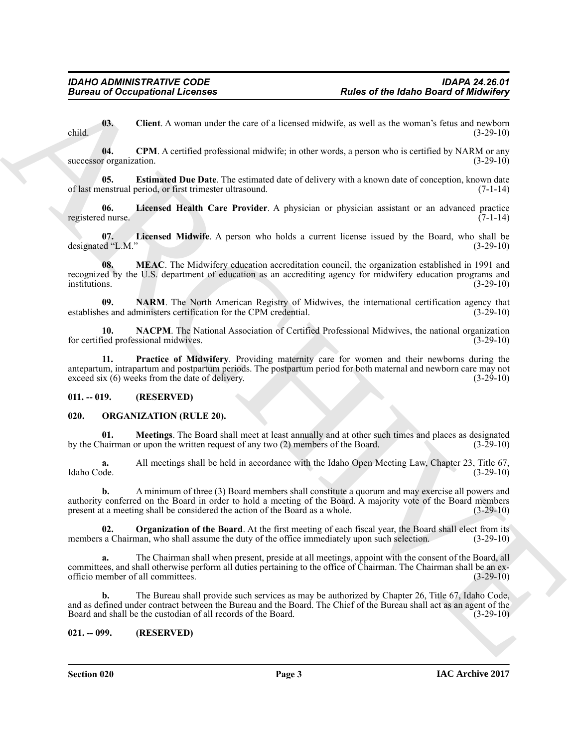**03. Client**. A woman under the care of a licensed midwife, as well as the woman's fetus and newborn child. (3-29-10)

**04. CPM**. A certified professional midwife; in other words, a person who is certified by NARM or any successor organization. (3-29-10)

**05. Estimated Due Date**. The estimated date of delivery with a known date of conception, known date of last menstrual period, or first trimester ultrasound. (7-1-14)

**06. Licensed Health Care Provider**. A physician or physician assistant or an advanced practice registered nurse. (7-1-14)

**07. Licensed Midwife**. A person who holds a current license issued by the Board, who shall be designated "L.M." (3-29-10)

**08. MEAC**. The Midwifery education accreditation council, the organization established in 1991 and recognized by the U.S. department of education as an accrediting agency for midwifery education programs and institutions. (3-29-10)

**09. NARM**. The North American Registry of Midwives, the international certification agency that establishes and administers certification for the CPM credential. (3-29-10)

**10. NACPM**. The National Association of Certified Professional Midwives, the national organization for certified professional midwives. (3-29-10)

**11. Practice of Midwifery**. Providing maternity care for women and their newborns during the antepartum, intrapartum and postpartum periods. The postpartum period for both maternal and newborn care may not exceed six (6) weeks from the date of delivery. (3-29-10)

## 011. -- 019. (RESERVED)

## 020. ORGANIZATION (RULE 20).

**01. Meetings**. The Board shall meet at least annually and at other such times and places as designated by the Chairman or upon the written request of any two (2) members of the Board. (3-29-10)

**a.** All meetings shall be held in accordance with the Idaho Open Meeting Law, Chapter 23, Title 67, Idaho Code. (3-29-10)

**b.** A minimum of three (3) Board members shall constitute a quorum and may exercise all powers and authority conferred on the Board in order to hold a meeting of the Board. A majority vote of the Board members present at a meeting shall be considered the action of the Board as a whole. (3-29-10)

**02. Organization of the Board**. At the first meeting of each fiscal year, the Board shall elect from its members a Chairman, who shall assume the duty of the office immediately upon such selection. (3-29-10)

**a.** The Chairman shall when present, preside at all meetings, appoint with the consent of the Board, all committees, and shall otherwise perform all duties pertaining to the office of Chairman. The Chairman shall be an ex-officio member of all committees. (3-29-10)

**b.** The Bureau shall provide such services as may be authorized by Chapter 26, Title 67, Idaho Code, and as defined under contract between the Bureau and the Board. The Chief of the Bureau shall act as an agent of the Board and shall be the custodian of all records of the Board. (3-29-10)

## 021. -- 099. (RESERVED)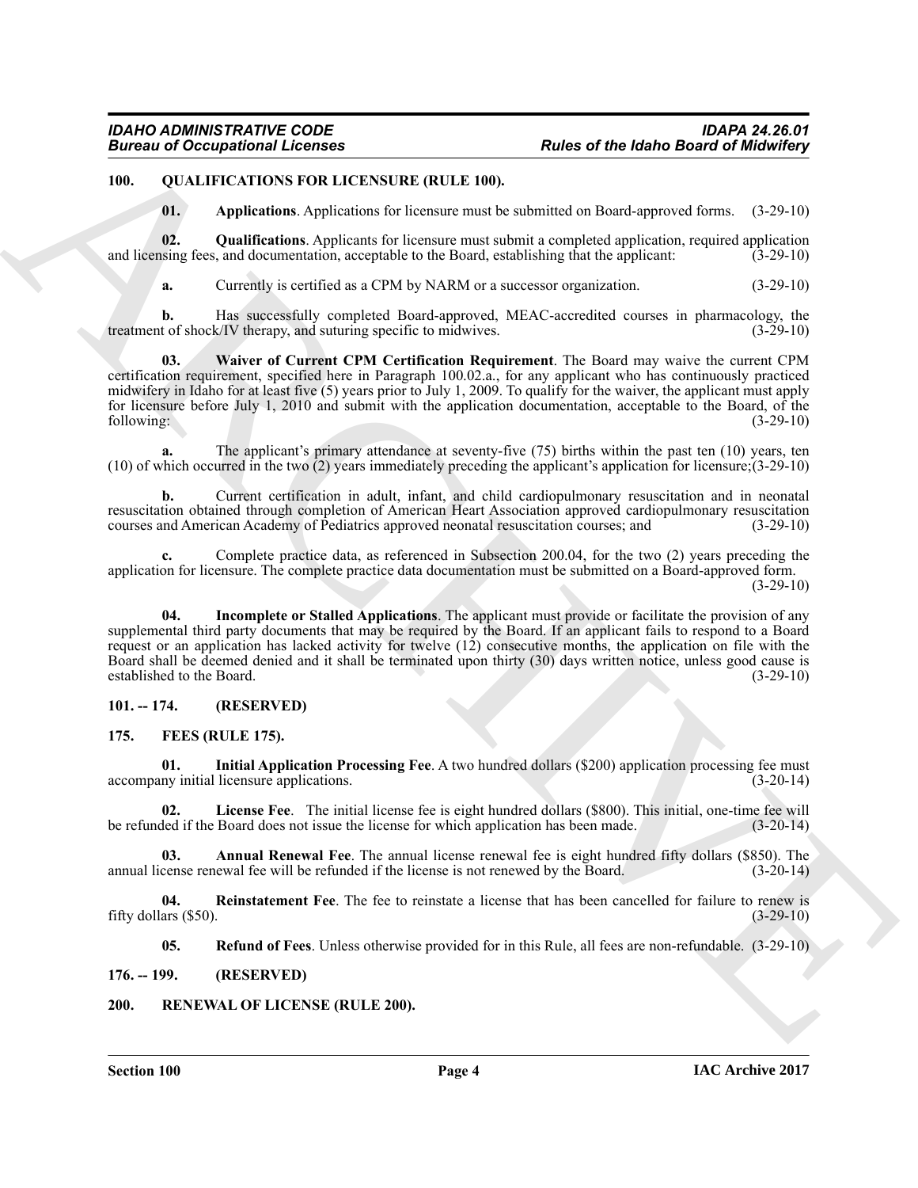## 100. QUALIFICATIONS FOR LICENSURE (RULE 100).

**01. Applications**. Applications for licensure must be submitted on Board-approved forms. (3-29-10)

**02. Qualifications**. Applicants for licensure must submit a completed application, required application and licensing fees, and documentation, acceptable to the Board, establishing that the applicant: (3-29-10)

**a.** Currently is certified as a CPM by NARM or a successor organization. (3-29-10)

**b.** Has successfully completed Board-approved, MEAC-accredited courses in pharmacology, the treatment of shock/IV therapy, and suturing specific to midwives. (3-29-10)

**03. Waiver of Current CPM Certification Requirement**. The Board may waive the current CPM certification requirement, specified here in Paragraph 100.02.a., for any applicant who has continuously practiced midwifery in Idaho for at least five (5) years prior to July 1, 2009. To qualify for the waiver, the applicant must apply for licensure before July 1, 2010 and submit with the application documentation, acceptable to the Board, of the following: (3-29-10)

**a.** The applicant's primary attendance at seventy-five (75) births within the past ten (10) years, ten (10) of which occurred in the two (2) years immediately preceding the applicant's application for licensure;(3-29-10)

**b.** Current certification in adult, infant, and child cardiopulmonary resuscitation and in neonatal resuscitation obtained through completion of American Heart Association approved cardiopulmonary resuscitation courses and American Academy of Pediatrics approved neonatal resuscitation courses; and (3-29-10)

**c.** Complete practice data, as referenced in Subsection 200.04, for the two (2) years preceding the application for licensure. The complete practice data documentation must be submitted on a Board-approved form. (3-29-10)

**04. Incomplete or Stalled Applications**. The applicant must provide or facilitate the provision of any supplemental third party documents that may be required by the Board. If an applicant fails to respond to a Board request or an application has lacked activity for twelve (12) consecutive months, the application on file with the Board shall be deemed denied and it shall be terminated upon thirty (30) days written notice, unless good cause is established to the Board. (3-29-10)

## 101. -- 174. (RESERVED)

## 175. FEES (RULE 175).

**01. Initial Application Processing Fee**. A two hundred dollars ($200) application processing fee must accompany initial licensure applications. (3-20-14)

**02. License Fee**. The initial license fee is eight hundred dollars ($800). This initial, one-time fee will be refunded if the Board does not issue the license for which application has been made. (3-20-14)

**03. Annual Renewal Fee**. The annual license renewal fee is eight hundred fifty dollars ($850). The annual license renewal fee will be refunded if the license is not renewed by the Board. (3-20-14)

**04. Reinstatement Fee**. The fee to reinstate a license that has been cancelled for failure to renew is fifty dollars ($50). (3-29-10)

**05. Refund of Fees**. Unless otherwise provided for in this Rule, all fees are non-refundable. (3-29-10)

## 176. -- 199. (RESERVED)

## 200. RENEWAL OF LICENSE (RULE 200).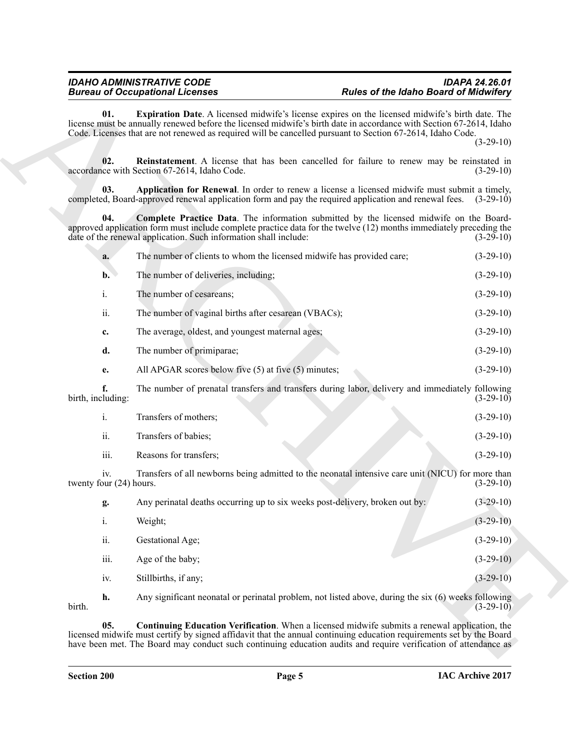**01. Expiration Date**. A licensed midwife's license expires on the licensed midwife's birth date. The license must be annually renewed before the licensed midwife's birth date in accordance with Section 67-2614, Idaho Code. Licenses that are not renewed as required will be cancelled pursuant to Section 67-2614, Idaho Code. (3-29-10)

**02. Reinstatement**. A license that has been cancelled for failure to renew may be reinstated in accordance with Section 67-2614, Idaho Code. (3-29-10)

**03. Application for Renewal**. In order to renew a license a licensed midwife must submit a timely, completed, Board-approved renewal application form and pay the required application and renewal fees. (3-29-10)

**04. Complete Practice Data**. The information submitted by the licensed midwife on the Board-approved application form must include complete practice data for the twelve (12) months immediately preceding the date of the renewal application. Such information shall include: (3-29-10)

**a.** The number of clients to whom the licensed midwife has provided care; (3-29-10)

**b.** The number of deliveries, including; (3-29-10)

i. The number of cesareans; (3-29-10)

ii. The number of vaginal births after cesarean (VBACs); (3-29-10)

**c.** The average, oldest, and youngest maternal ages; (3-29-10)

**d.** The number of primiparae; (3-29-10)

**e.** All APGAR scores below five (5) at five (5) minutes; (3-29-10)

**f.** The number of prenatal transfers and transfers during labor, delivery and immediately following birth, including: (3-29-10)

i. Transfers of mothers; (3-29-10)

ii. Transfers of babies; (3-29-10)

iii. Reasons for transfers; (3-29-10)

iv. Transfers of all newborns being admitted to the neonatal intensive care unit (NICU) for more than twenty four (24) hours. (3-29-10)

**g.** Any perinatal deaths occurring up to six weeks post-delivery, broken out by: (3-29-10)

i. Weight; (3-29-10)

ii. Gestational Age; (3-29-10)

iii. Age of the baby; (3-29-10)

iv. Stillbirths, if any; (3-29-10)

**h.** Any significant neonatal or perinatal problem, not listed above, during the six (6) weeks following birth. (3-29-10)

**05. Continuing Education Verification**. When a licensed midwife submits a renewal application, the licensed midwife must certify by signed affidavit that the annual continuing education requirements set by the Board have been met. The Board may conduct such continuing education audits and require verification of attendance as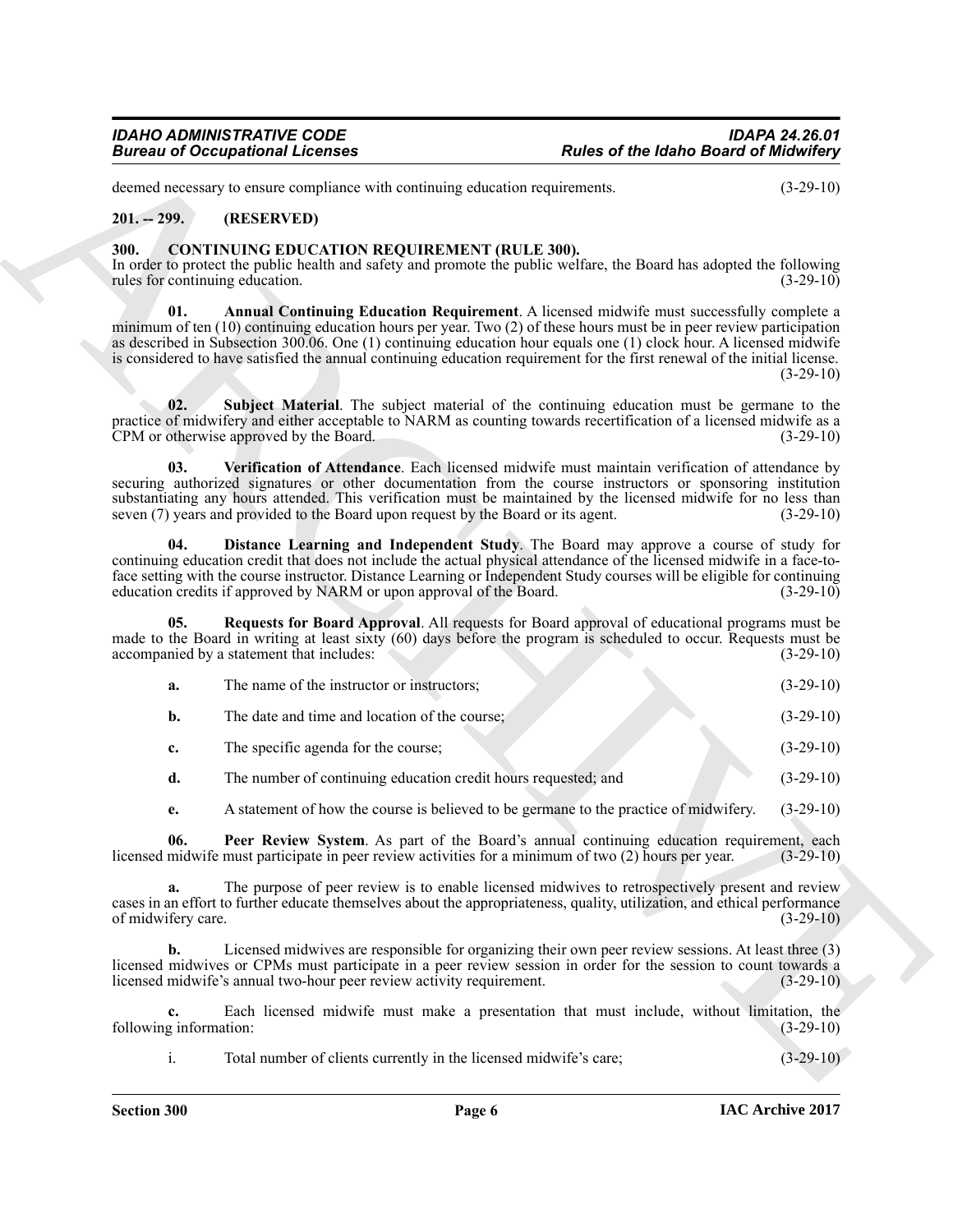deemed necessary to ensure compliance with continuing education requirements. (3-29-10)

## 201. -- 299. (RESERVED)

## 300. CONTINUING EDUCATION REQUIREMENT (RULE 300).

In order to protect the public health and safety and promote the public welfare, the Board has adopted the following rules for continuing education. (3-29-10)

**01. Annual Continuing Education Requirement**. A licensed midwife must successfully complete a minimum of ten (10) continuing education hours per year. Two (2) of these hours must be in peer review participation as described in Subsection 300.06. One (1) continuing education hour equals one (1) clock hour. A licensed midwife is considered to have satisfied the annual continuing education requirement for the first renewal of the initial license. (3-29-10)

**02. Subject Material**. The subject material of the continuing education must be germane to the practice of midwifery and either acceptable to NARM as counting towards recertification of a licensed midwife as a CPM or otherwise approved by the Board. (3-29-10)

**03. Verification of Attendance**. Each licensed midwife must maintain verification of attendance by securing authorized signatures or other documentation from the course instructors or sponsoring institution substantiating any hours attended. This verification must be maintained by the licensed midwife for no less than seven (7) years and provided to the Board upon request by the Board or its agent. (3-29-10)

**04. Distance Learning and Independent Study**. The Board may approve a course of study for continuing education credit that does not include the actual physical attendance of the licensed midwife in a face-to-face setting with the course instructor. Distance Learning or Independent Study courses will be eligible for continuing education credits if approved by NARM or upon approval of the Board. (3-29-10)

**05. Requests for Board Approval**. All requests for Board approval of educational programs must be made to the Board in writing at least sixty (60) days before the program is scheduled to occur. Requests must be accompanied by a statement that includes: (3-29-10)

**a.** The name of the instructor or instructors; (3-29-10)

**b.** The date and time and location of the course; (3-29-10)

**c.** The specific agenda for the course; (3-29-10)

**d.** The number of continuing education credit hours requested; and (3-29-10)

**e.** A statement of how the course is believed to be germane to the practice of midwifery. (3-29-10)

**06. Peer Review System**. As part of the Board's annual continuing education requirement, each licensed midwife must participate in peer review activities for a minimum of two (2) hours per year. (3-29-10)

**a.** The purpose of peer review is to enable licensed midwives to retrospectively present and review cases in an effort to further educate themselves about the appropriateness, quality, utilization, and ethical performance of midwifery care. (3-29-10)

**b.** Licensed midwives are responsible for organizing their own peer review sessions. At least three (3) licensed midwives or CPMs must participate in a peer review session in order for the session to count towards a licensed midwife's annual two-hour peer review activity requirement. (3-29-10)

**c.** Each licensed midwife must make a presentation that must include, without limitation, the following information: (3-29-10)

i. Total number of clients currently in the licensed midwife's care; (3-29-10)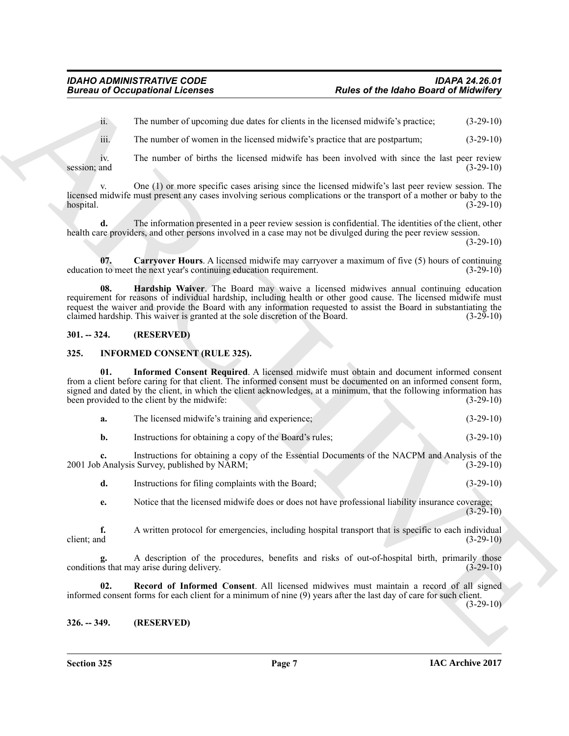ii. The number of upcoming due dates for clients in the licensed midwife's practice; (3-29-10)

iii. The number of women in the licensed midwife's practice that are postpartum; (3-29-10)

iv. The number of births the licensed midwife has been involved with since the last peer review session; and (3-29-10)

v. One (1) or more specific cases arising since the licensed midwife's last peer review session. The licensed midwife must present any cases involving serious complications or the transport of a mother or baby to the hospital. (3-29-10)

**d.** The information presented in a peer review session is confidential. The identities of the client, other health care providers, and other persons involved in a case may not be divulged during the peer review session. (3-29-10)

**07. Carryover Hours**. A licensed midwife may carryover a maximum of five (5) hours of continuing education to meet the next year's continuing education requirement. (3-29-10)

**08. Hardship Waiver**. The Board may waive a licensed midwives annual continuing education requirement for reasons of individual hardship, including health or other good cause. The licensed midwife must request the waiver and provide the Board with any information requested to assist the Board in substantiating the claimed hardship. This waiver is granted at the sole discretion of the Board. (3-29-10)

## 301. -- 324. (RESERVED)

## 325. INFORMED CONSENT (RULE 325).

**01. Informed Consent Required**. A licensed midwife must obtain and document informed consent from a client before caring for that client. The informed consent must be documented on an informed consent form, signed and dated by the client, in which the client acknowledges, at a minimum, that the following information has been provided to the client by the midwife: (3-29-10)

**a.** The licensed midwife's training and experience; (3-29-10)

**b.** Instructions for obtaining a copy of the Board's rules; (3-29-10)

**c.** Instructions for obtaining a copy of the Essential Documents of the NACPM and Analysis of the 2001 Job Analysis Survey, published by NARM; (3-29-10)

**d.** Instructions for filing complaints with the Board; (3-29-10)

**e.** Notice that the licensed midwife does or does not have professional liability insurance coverage; (3-29-10)

**f.** A written protocol for emergencies, including hospital transport that is specific to each individual client; and (3-29-10)

**g.** A description of the procedures, benefits and risks of out-of-hospital birth, primarily those conditions that may arise during delivery. (3-29-10)

**02. Record of Informed Consent**. All licensed midwives must maintain a record of all signed informed consent forms for each client for a minimum of nine (9) years after the last day of care for such client. (3-29-10)

## 326. -- 349. (RESERVED)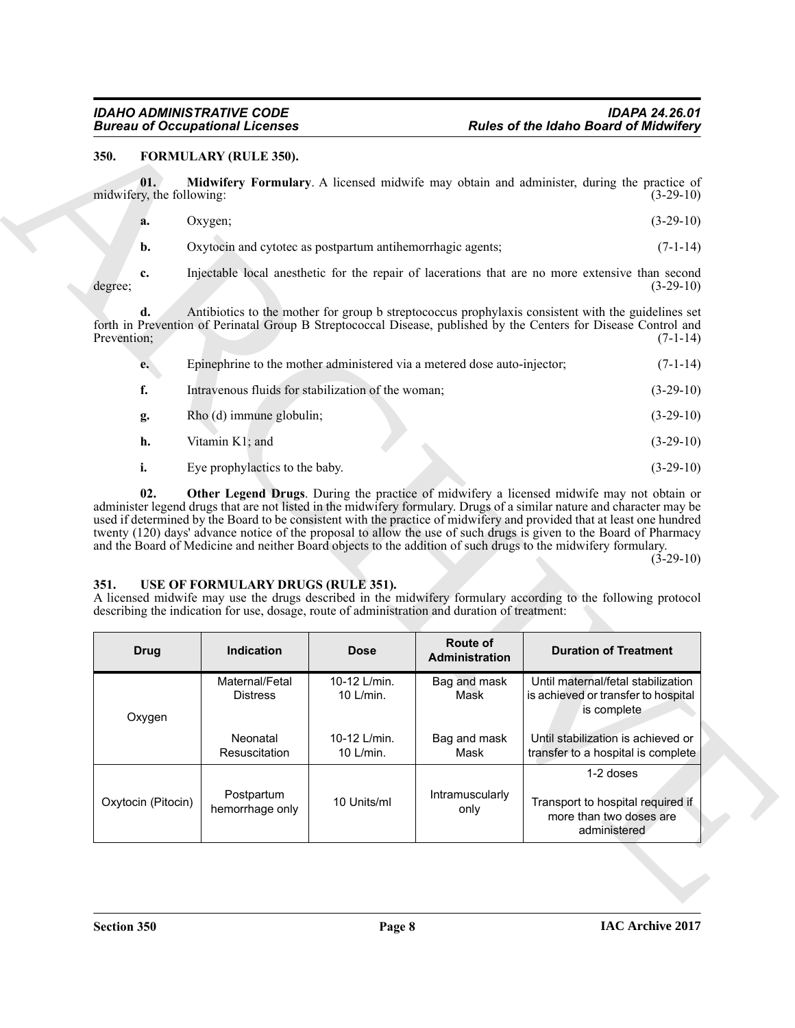## 350. FORMULARY (RULE 350).

**01. Midwifery Formulary**. A licensed midwife may obtain and administer, during the practice of midwifery, the following: (3-29-10)

**a.** Oxygen; (3-29-10)

**b.** Oxytocin and cytotec as postpartum antihemorrhagic agents; (7-1-14)

**c.** Injectable local anesthetic for the repair of lacerations that are no more extensive than second degree; (3-29-10)

**d.** Antibiotics to the mother for group b streptococcus prophylaxis consistent with the guidelines set forth in Prevention of Perinatal Group B Streptococcal Disease, published by the Centers for Disease Control and Prevention; (7-1-14)

**e.** Epinephrine to the mother administered via a metered dose auto-injector; (7-1-14)

**f.** Intravenous fluids for stabilization of the woman; (3-29-10)

**g.** Rho (d) immune globulin; (3-29-10)

**h.** Vitamin K1; and (3-29-10)

**i.** Eye prophylactics to the baby. (3-29-10)

**02. Other Legend Drugs**. During the practice of midwifery a licensed midwife may not obtain or administer legend drugs that are not listed in the midwifery formulary. Drugs of a similar nature and character may be used if determined by the Board to be consistent with the practice of midwifery and provided that at least one hundred twenty (120) days' advance notice of the proposal to allow the use of such drugs is given to the Board of Pharmacy and the Board of Medicine and neither Board objects to the addition of such drugs to the midwifery formulary. (3-29-10)

## 351. USE OF FORMULARY DRUGS (RULE 351).

A licensed midwife may use the drugs described in the midwifery formulary according to the following protocol describing the indication for use, dosage, route of administration and duration of treatment:

| Drug | Indication | Dose | Route of Administration | Duration of Treatment |
|---|---|---|---|---|
| Oxygen | Maternal/Fetal Distress | 10-12 L/min. 10 L/min. | Bag and mask Mask | Until maternal/fetal stabilization is achieved or transfer to hospital is complete |
| | Neonatal Resuscitation | 10-12 L/min. 10 L/min. | Bag and mask Mask | Until stabilization is achieved or transfer to a hospital is complete |
| Oxytocin (Pitocin) | Postpartum hemorrhage only | 10 Units/ml | Intramuscularly only | 1-2 doses<br><br>Transport to hospital required if more than two doses are administered |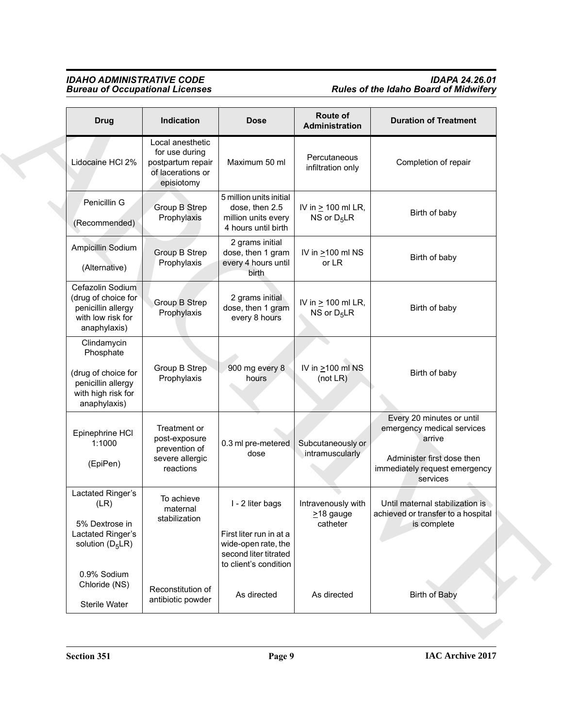| Drug | Indication | Dose | Route of Administration | Duration of Treatment |
|---|---|---|---|---|
| Lidocaine HCl 2% | Local anesthetic for use during postpartum repair of lacerations or episiotomy | Maximum 50 ml | Percutaneous infiltration only | Completion of repair |
| Penicillin G (Recommended) | Group B Strep Prophylaxis | 5 million units initial dose, then 2.5 million units every 4 hours until birth | IV in ≥ 100 ml LR, NS or $D_5$LR | Birth of baby |
| Ampicillin Sodium (Alternative) | Group B Strep Prophylaxis | 2 grams initial dose, then 1 gram every 4 hours until birth | IV in ≥100 ml NS or LR | Birth of baby |
| Cefazolin Sodium (drug of choice for penicillin allergy with low risk for anaphylaxis) | Group B Strep Prophylaxis | 2 grams initial dose, then 1 gram every 8 hours | IV in ≥ 100 ml LR, NS or $D_5$LR | Birth of baby |
| Clindamycin Phosphate (drug of choice for penicillin allergy with high risk for anaphylaxis) | Group B Strep Prophylaxis | 900 mg every 8 hours | IV in ≥100 ml NS (not LR) | Birth of baby |
| Epinephrine HCl 1:1000 (EpiPen) | Treatment or post-exposure prevention of severe allergic reactions | 0.3 ml pre-metered dose | Subcutaneously or intramuscularly | Every 20 minutes or until emergency medical services arrive<br>Administer first dose then immediately request emergency services |
| Lactated Ringer's (LR)<br>5% Dextrose in Lactated Ringer's solution ($D_5$LR) | To achieve maternal stabilization | I - 2 liter bags<br>First liter run in at a wide-open rate, the second liter titrated to client's condition | Intravenously with ≥18 gauge catheter | Until maternal stabilization is achieved or transfer to a hospital is complete |
| 0.9% Sodium Chloride (NS)<br>Sterile Water | Reconstitution of antibiotic powder | As directed | As directed | Birth of Baby |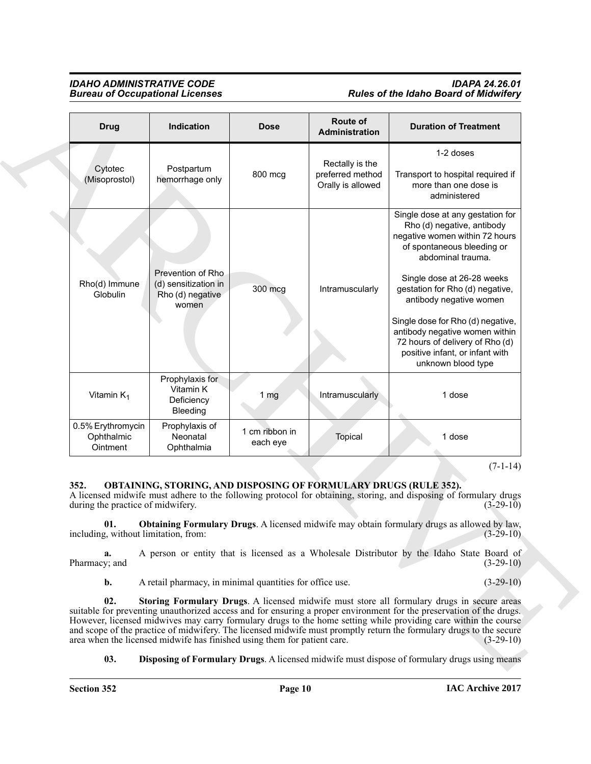| Drug | Indication | Dose | Route of Administration | Duration of Treatment |
|---|---|---|---|---|
| Cytotec (Misoprostol) | Postpartum hemorrhage only | 800 mcg | Rectally is the preferred method Orally is allowed | 1-2 doses<br><br>Transport to hospital required if more than one dose is administered |
| Rho(d) Immune Globulin | Prevention of Rho (d) sensitization in Rho (d) negative women | 300 mcg | Intramuscularly | Single dose at any gestation for Rho (d) negative, antibody negative women within 72 hours of spontaneous bleeding or abdominal trauma.<br><br>Single dose at 26-28 weeks gestation for Rho (d) negative, antibody negative women<br><br>Single dose for Rho (d) negative, antibody negative women within 72 hours of delivery of Rho (d) positive infant, or infant with unknown blood type |
| Vitamin $K_1$ | Prophylaxis for Vitamin K Deficiency Bleeding | 1 mg | Intramuscularly | 1 dose |
| 0.5% Erythromycin Ophthalmic Ointment | Prophylaxis of Neonatal Ophthalmia | 1 cm ribbon in each eye | Topical | 1 dose |

(7-1-14)

**352. OBTAINING, STORING, AND DISPOSING OF FORMULARY DRUGS (RULE 352).**

A licensed midwife must adhere to the following protocol for obtaining, storing, and disposing of formulary drugs during the practice of midwifery. (3-29-10)

**01. Obtaining Formulary Drugs**. A licensed midwife may obtain formulary drugs as allowed by law, including, without limitation, from: (3-29-10)

**a.** A person or entity that is licensed as a Wholesale Distributor by the Idaho State Board of Pharmacy; and (3-29-10)

**b.** A retail pharmacy, in minimal quantities for office use. (3-29-10)

**02. Storing Formulary Drugs**. A licensed midwife must store all formulary drugs in secure areas suitable for preventing unauthorized access and for ensuring a proper environment for the preservation of the drugs. However, licensed midwives may carry formulary drugs to the home setting while providing care within the course and scope of the practice of midwifery. The licensed midwife must promptly return the formulary drugs to the secure area when the licensed midwife has finished using them for patient care. (3-29-10)

**03. Disposing of Formulary Drugs**. A licensed midwife must dispose of formulary drugs using means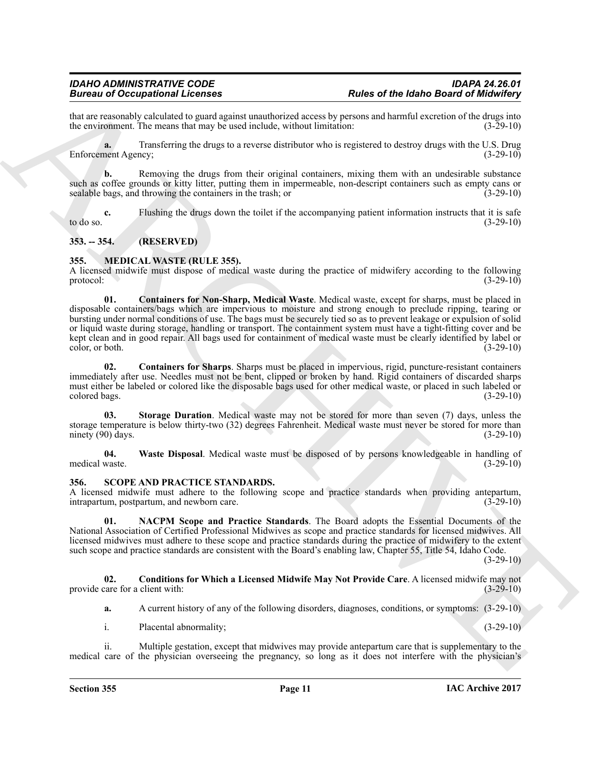that are reasonably calculated to guard against unauthorized access by persons and harmful excretion of the drugs into the environment. The means that may be used include, without limitation: (3-29-10)

**a.** Transferring the drugs to a reverse distributor who is registered to destroy drugs with the U.S. Drug Enforcement Agency; (3-29-10)

**b.** Removing the drugs from their original containers, mixing them with an undesirable substance such as coffee grounds or kitty litter, putting them in impermeable, non-descript containers such as empty cans or sealable bags, and throwing the containers in the trash; or (3-29-10)

**c.** Flushing the drugs down the toilet if the accompanying patient information instructs that it is safe to do so. (3-29-10)

### 353. -- 354. (RESERVED)

### 355. MEDICAL WASTE (RULE 355).

A licensed midwife must dispose of medical waste during the practice of midwifery according to the following protocol: (3-29-10)

**01. Containers for Non-Sharp, Medical Waste**. Medical waste, except for sharps, must be placed in disposable containers/bags which are impervious to moisture and strong enough to preclude ripping, tearing or bursting under normal conditions of use. The bags must be securely tied so as to prevent leakage or expulsion of solid or liquid waste during storage, handling or transport. The containment system must have a tight-fitting cover and be kept clean and in good repair. All bags used for containment of medical waste must be clearly identified by label or color, or both. (3-29-10)

**02. Containers for Sharps**. Sharps must be placed in impervious, rigid, puncture-resistant containers immediately after use. Needles must not be bent, clipped or broken by hand. Rigid containers of discarded sharps must either be labeled or colored like the disposable bags used for other medical waste, or placed in such labeled or colored bags. (3-29-10)

**03. Storage Duration**. Medical waste may not be stored for more than seven (7) days, unless the storage temperature is below thirty-two (32) degrees Fahrenheit. Medical waste must never be stored for more than ninety (90) days. (3-29-10)

**04. Waste Disposal**. Medical waste must be disposed of by persons knowledgeable in handling of medical waste. (3-29-10)

### 356. SCOPE AND PRACTICE STANDARDS.

A licensed midwife must adhere to the following scope and practice standards when providing antepartum, intrapartum, postpartum, and newborn care. (3-29-10)

**01. NACPM Scope and Practice Standards**. The Board adopts the Essential Documents of the National Association of Certified Professional Midwives as scope and practice standards for licensed midwives. All licensed midwives must adhere to these scope and practice standards during the practice of midwifery to the extent such scope and practice standards are consistent with the Board's enabling law, Chapter 55, Title 54, Idaho Code. (3-29-10)

**02. Conditions for Which a Licensed Midwife May Not Provide Care**. A licensed midwife may not provide care for a client with: (3-29-10)

**a.** A current history of any of the following disorders, diagnoses, conditions, or symptoms: (3-29-10)

i. Placental abnormality; (3-29-10)

ii. Multiple gestation, except that midwives may provide antepartum care that is supplementary to the medical care of the physician overseeing the pregnancy, so long as it does not interfere with the physician's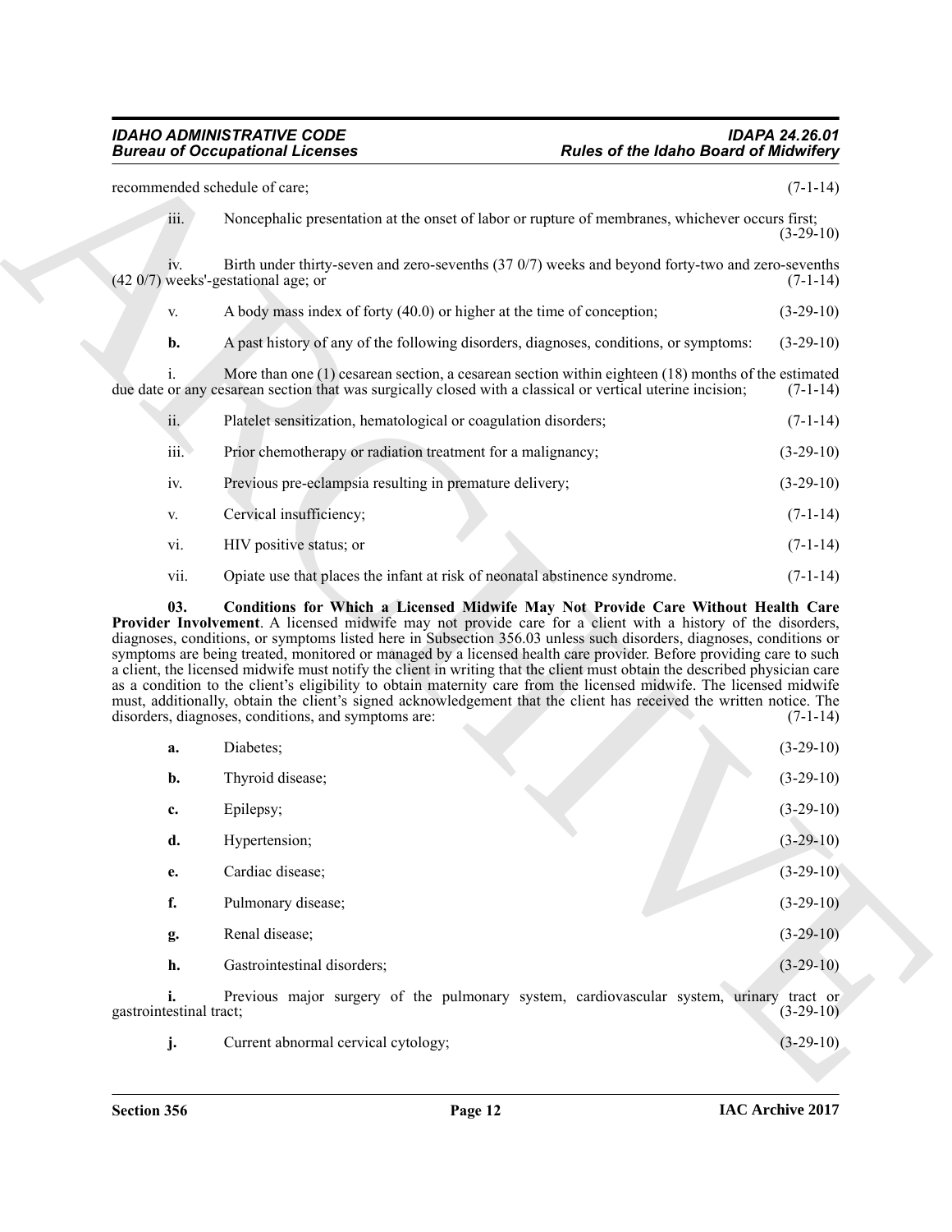recommended schedule of care; (7-1-14)

iii. Noncephalic presentation at the onset of labor or rupture of membranes, whichever occurs first; (3-29-10)

iv. Birth under thirty-seven and zero-sevenths (37 0/7) weeks and beyond forty-two and zero-sevenths (42 0/7) weeks'-gestational age; or (7-1-14)

v. A body mass index of forty (40.0) or higher at the time of conception; (3-29-10)

**b.** A past history of any of the following disorders, diagnoses, conditions, or symptoms: (3-29-10)

i. More than one (1) cesarean section, a cesarean section within eighteen (18) months of the estimated due date or any cesarean section that was surgically closed with a classical or vertical uterine incision; (7-1-14)

ii. Platelet sensitization, hematological or coagulation disorders; (7-1-14)

iii. Prior chemotherapy or radiation treatment for a malignancy; (3-29-10)

iv. Previous pre-eclampsia resulting in premature delivery; (3-29-10)

v. Cervical insufficiency; (7-1-14)

vi. HIV positive status; or (7-1-14)

vii. Opiate use that places the infant at risk of neonatal abstinence syndrome. (7-1-14)

**03. Conditions for Which a Licensed Midwife May Not Provide Care Without Health Care Provider Involvement**. A licensed midwife may not provide care for a client with a history of the disorders, diagnoses, conditions, or symptoms listed here in Subsection 356.03 unless such disorders, diagnoses, conditions or symptoms are being treated, monitored or managed by a licensed health care provider. Before providing care to such a client, the licensed midwife must notify the client in writing that the client must obtain the described physician care as a condition to the client's eligibility to obtain maternity care from the licensed midwife. The licensed midwife must, additionally, obtain the client's signed acknowledgement that the client has received the written notice. The disorders, diagnoses, conditions, and symptoms are: (7-1-14)

**a.** Diabetes; (3-29-10)

**b.** Thyroid disease; (3-29-10)

**c.** Epilepsy; (3-29-10)

**d.** Hypertension; (3-29-10)

**e.** Cardiac disease; (3-29-10)

**f.** Pulmonary disease; (3-29-10)

**g.** Renal disease; (3-29-10)

**h.** Gastrointestinal disorders; (3-29-10)

**i.** Previous major surgery of the pulmonary system, cardiovascular system, urinary tract or gastrointestinal tract; (3-29-10)

**j.** Current abnormal cervical cytology; (3-29-10)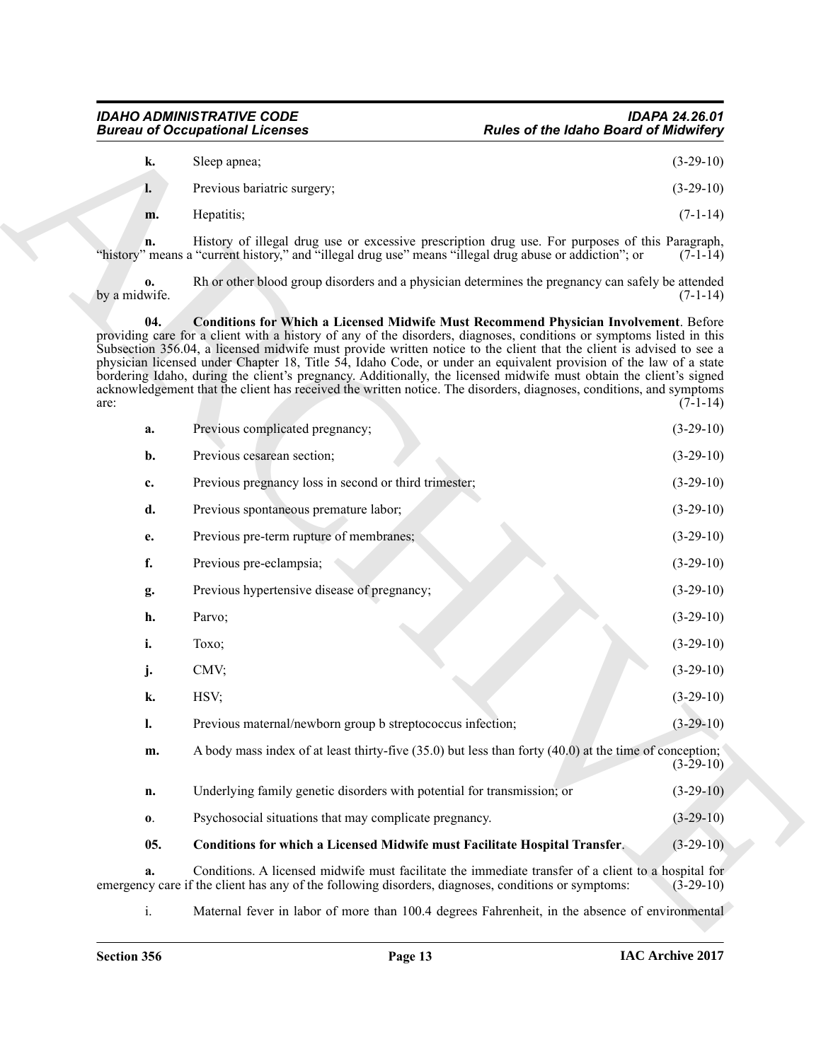**k.** Sleep apnea; (3-29-10)

**l.** Previous bariatric surgery; (3-29-10)

**m.** Hepatitis; (7-1-14)

**n.** History of illegal drug use or excessive prescription drug use. For purposes of this Paragraph, "history" means a "current history," and "illegal drug use" means "illegal drug abuse or addiction"; or (7-1-14)

**o.** Rh or other blood group disorders and a physician determines the pregnancy can safely be attended by a midwife. (7-1-14)

**04. Conditions for Which a Licensed Midwife Must Recommend Physician Involvement**. Before providing care for a client with a history of any of the disorders, diagnoses, conditions or symptoms listed in this Subsection 356.04, a licensed midwife must provide written notice to the client that the client is advised to see a physician licensed under Chapter 18, Title 54, Idaho Code, or under an equivalent provision of the law of a state bordering Idaho, during the client's pregnancy. Additionally, the licensed midwife must obtain the client's signed acknowledgement that the client has received the written notice. The disorders, diagnoses, conditions, and symptoms are: (7-1-14)

**a.** Previous complicated pregnancy; (3-29-10)

**b.** Previous cesarean section; (3-29-10)

**c.** Previous pregnancy loss in second or third trimester; (3-29-10)

**d.** Previous spontaneous premature labor; (3-29-10)

**e.** Previous pre-term rupture of membranes; (3-29-10)

**f.** Previous pre-eclampsia; (3-29-10)

**g.** Previous hypertensive disease of pregnancy; (3-29-10)

**h.** Parvo; (3-29-10)

**i.** Toxo; (3-29-10)

**j.** CMV; (3-29-10)

**k.** HSV; (3-29-10)

**l.** Previous maternal/newborn group b streptococcus infection; (3-29-10)

**m.** A body mass index of at least thirty-five (35.0) but less than forty (40.0) at the time of conception; (3-29-10)

**n.** Underlying family genetic disorders with potential for transmission; or (3-29-10)

**o.** Psychosocial situations that may complicate pregnancy. (3-29-10)

**05. Conditions for which a Licensed Midwife must Facilitate Hospital Transfer**. (3-29-10)

**a.** Conditions. A licensed midwife must facilitate the immediate transfer of a client to a hospital for emergency care if the client has any of the following disorders, diagnoses, conditions or symptoms: (3-29-10)

i. Maternal fever in labor of more than 100.4 degrees Fahrenheit, in the absence of environmental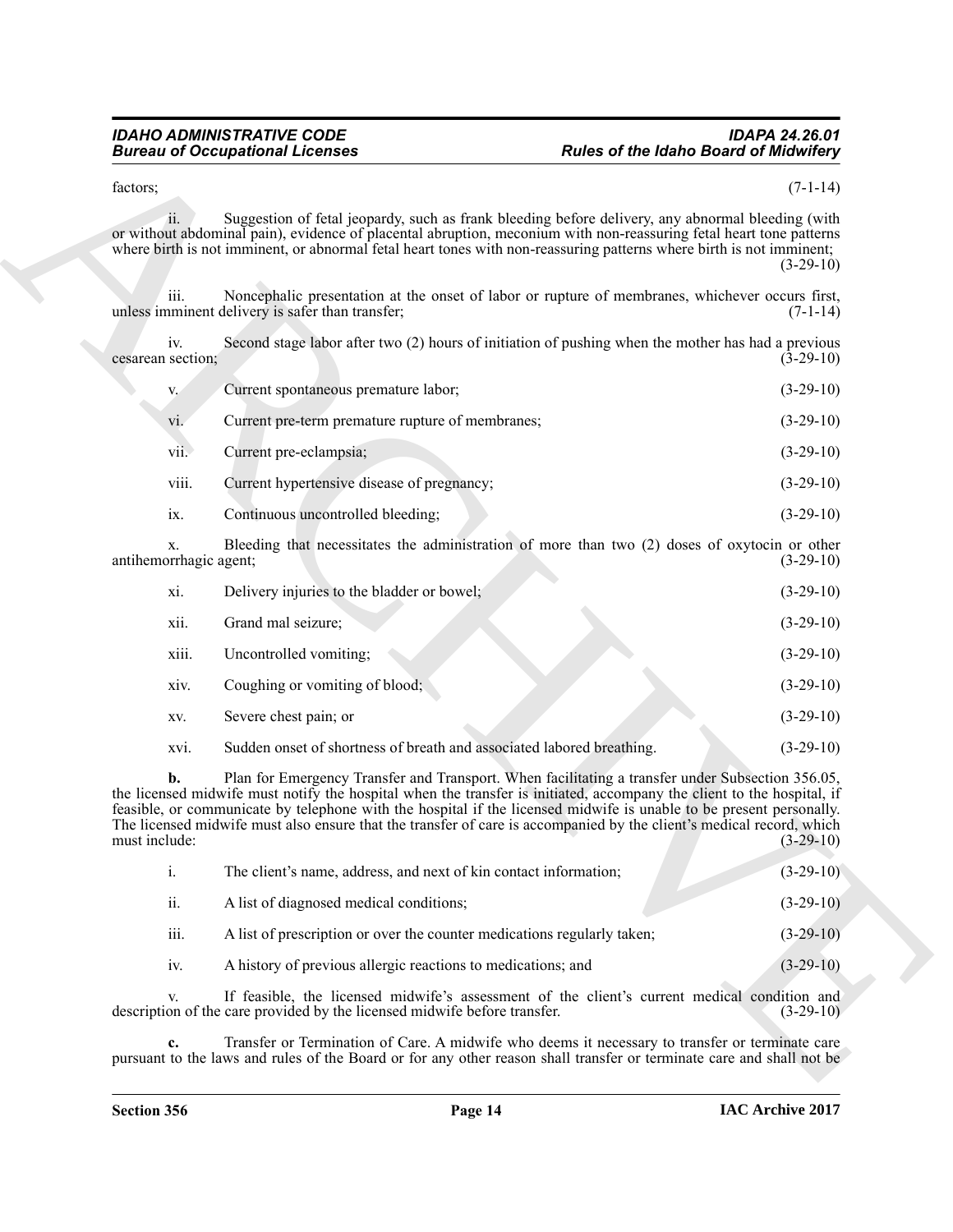factors; (7-1-14)

ii. Suggestion of fetal jeopardy, such as frank bleeding before delivery, any abnormal bleeding (with or without abdominal pain), evidence of placental abruption, meconium with non-reassuring fetal heart tone patterns where birth is not imminent, or abnormal fetal heart tones with non-reassuring patterns where birth is not imminent; (3-29-10)

iii. Noncephalic presentation at the onset of labor or rupture of membranes, whichever occurs first, unless imminent delivery is safer than transfer; (7-1-14)

iv. Second stage labor after two (2) hours of initiation of pushing when the mother has had a previous cesarean section; (3-29-10)

v. Current spontaneous premature labor; (3-29-10)

vi. Current pre-term premature rupture of membranes; (3-29-10)

vii. Current pre-eclampsia; (3-29-10)

viii. Current hypertensive disease of pregnancy; (3-29-10)

ix. Continuous uncontrolled bleeding; (3-29-10)

x. Bleeding that necessitates the administration of more than two (2) doses of oxytocin or other antihemorrhagic agent; (3-29-10)

xi. Delivery injuries to the bladder or bowel; (3-29-10)

xii. Grand mal seizure; (3-29-10)

xiii. Uncontrolled vomiting; (3-29-10)

xiv. Coughing or vomiting of blood; (3-29-10)

xv. Severe chest pain; or (3-29-10)

xvi. Sudden onset of shortness of breath and associated labored breathing. (3-29-10)

**b.** Plan for Emergency Transfer and Transport. When facilitating a transfer under Subsection 356.05, the licensed midwife must notify the hospital when the transfer is initiated, accompany the client to the hospital, if feasible, or communicate by telephone with the hospital if the licensed midwife is unable to be present personally. The licensed midwife must also ensure that the transfer of care is accompanied by the client's medical record, which must include: (3-29-10)

i. The client's name, address, and next of kin contact information; (3-29-10)

ii. A list of diagnosed medical conditions; (3-29-10)

iii. A list of prescription or over the counter medications regularly taken; (3-29-10)

iv. A history of previous allergic reactions to medications; and (3-29-10)

v. If feasible, the licensed midwife's assessment of the client's current medical condition and description of the care provided by the licensed midwife before transfer. (3-29-10)

**c.** Transfer or Termination of Care. A midwife who deems it necessary to transfer or terminate care pursuant to the laws and rules of the Board or for any other reason shall transfer or terminate care and shall not be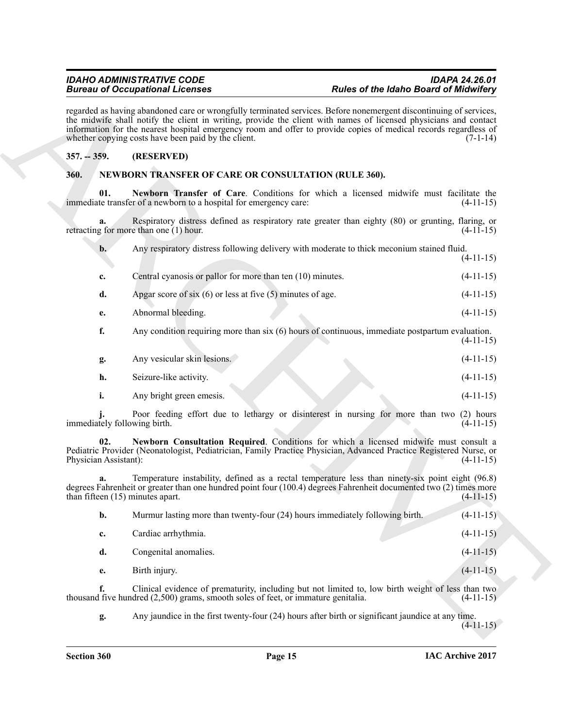regarded as having abandoned care or wrongfully terminated services. Before nonemergent discontinuing of services, the midwife shall notify the client in writing, provide the client with names of licensed physicians and contact information for the nearest hospital emergency room and offer to provide copies of medical records regardless of whether copying costs have been paid by the client. (7-1-14)

## 357. -- 359. (RESERVED)

## 360. NEWBORN TRANSFER OF CARE OR CONSULTATION (RULE 360).

**01. Newborn Transfer of Care**. Conditions for which a licensed midwife must facilitate the immediate transfer of a newborn to a hospital for emergency care: (4-11-15)

**a.** Respiratory distress defined as respiratory rate greater than eighty (80) or grunting, flaring, or retracting for more than one (1) hour. (4-11-15)

**b.** Any respiratory distress following delivery with moderate to thick meconium stained fluid. (4-11-15)

**c.** Central cyanosis or pallor for more than ten (10) minutes. (4-11-15)

**d.** Apgar score of six (6) or less at five (5) minutes of age. (4-11-15)

**e.** Abnormal bleeding. (4-11-15)

**f.** Any condition requiring more than six (6) hours of continuous, immediate postpartum evaluation. (4-11-15)

**g.** Any vesicular skin lesions. (4-11-15)

**h.** Seizure-like activity. (4-11-15)

**i.** Any bright green emesis. (4-11-15)

**j.** Poor feeding effort due to lethargy or disinterest in nursing for more than two (2) hours immediately following birth. (4-11-15)

**02. Newborn Consultation Required**. Conditions for which a licensed midwife must consult a Pediatric Provider (Neonatologist, Pediatrician, Family Practice Physician, Advanced Practice Registered Nurse, or Physician Assistant): (4-11-15)

**a.** Temperature instability, defined as a rectal temperature less than ninety-six point eight (96.8) degrees Fahrenheit or greater than one hundred point four (100.4) degrees Fahrenheit documented two (2) times more than fifteen (15) minutes apart. (4-11-15)

**b.** Murmur lasting more than twenty-four (24) hours immediately following birth. (4-11-15)

**c.** Cardiac arrhythmia. (4-11-15)

**d.** Congenital anomalies. (4-11-15)

**e.** Birth injury. (4-11-15)

**f.** Clinical evidence of prematurity, including but not limited to, low birth weight of less than two thousand five hundred (2,500) grams, smooth soles of feet, or immature genitalia. (4-11-15)

**g.** Any jaundice in the first twenty-four (24) hours after birth or significant jaundice at any time. (4-11-15)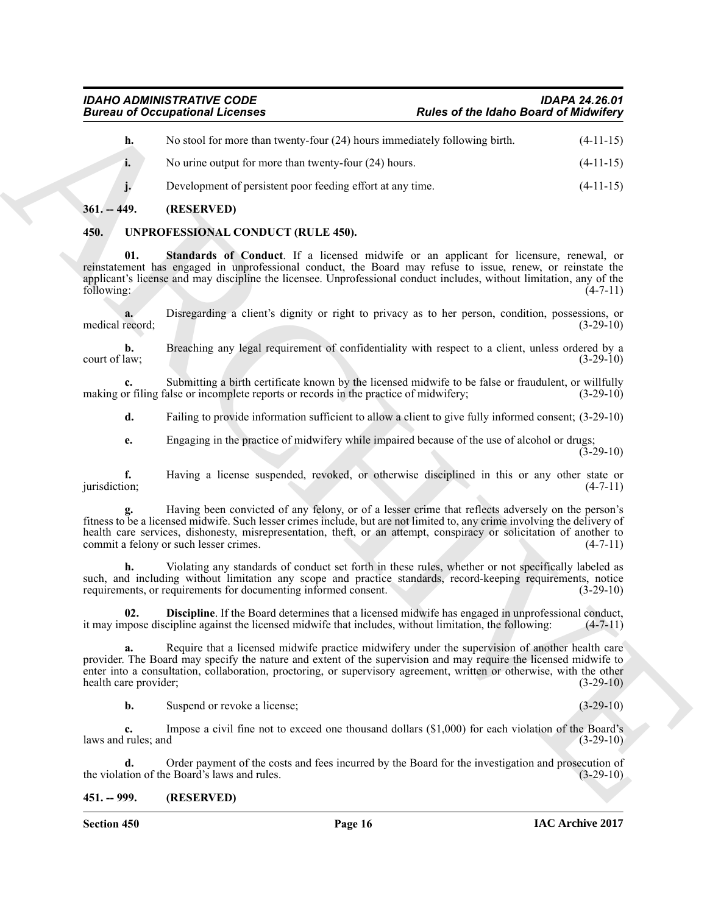**h.** No stool for more than twenty-four (24) hours immediately following birth. (4-11-15)

**i.** No urine output for more than twenty-four (24) hours. (4-11-15)

**j.** Development of persistent poor feeding effort at any time. (4-11-15)

## 361. -- 449. (RESERVED)

## 450. UNPROFESSIONAL CONDUCT (RULE 450).

**01. Standards of Conduct**. If a licensed midwife or an applicant for licensure, renewal, or reinstatement has engaged in unprofessional conduct, the Board may refuse to issue, renew, or reinstate the applicant's license and may discipline the licensee. Unprofessional conduct includes, without limitation, any of the following: (4-7-11)

**a.** Disregarding a client's dignity or right to privacy as to her person, condition, possessions, or medical record; (3-29-10)

**b.** Breaching any legal requirement of confidentiality with respect to a client, unless ordered by a court of law; (3-29-10)

**c.** Submitting a birth certificate known by the licensed midwife to be false or fraudulent, or willfully making or filing false or incomplete reports or records in the practice of midwifery; (3-29-10)

**d.** Failing to provide information sufficient to allow a client to give fully informed consent; (3-29-10)

**e.** Engaging in the practice of midwifery while impaired because of the use of alcohol or drugs; (3-29-10)

**f.** Having a license suspended, revoked, or otherwise disciplined in this or any other state or jurisdiction; (4-7-11)

**g.** Having been convicted of any felony, or of a lesser crime that reflects adversely on the person's fitness to be a licensed midwife. Such lesser crimes include, but are not limited to, any crime involving the delivery of health care services, dishonesty, misrepresentation, theft, or an attempt, conspiracy or solicitation of another to commit a felony or such lesser crimes. (4-7-11)

**h.** Violating any standards of conduct set forth in these rules, whether or not specifically labeled as such, and including without limitation any scope and practice standards, record-keeping requirements, notice requirements, or requirements for documenting informed consent. (3-29-10)

**02. Discipline**. If the Board determines that a licensed midwife has engaged in unprofessional conduct, it may impose discipline against the licensed midwife that includes, without limitation, the following: (4-7-11)

**a.** Require that a licensed midwife practice midwifery under the supervision of another health care provider. The Board may specify the nature and extent of the supervision and may require the licensed midwife to enter into a consultation, collaboration, proctoring, or supervisory agreement, written or otherwise, with the other health care provider; (3-29-10)

**b.** Suspend or revoke a license; (3-29-10)

**c.** Impose a civil fine not to exceed one thousand dollars ($1,000) for each violation of the Board's laws and rules; and (3-29-10)

**d.** Order payment of the costs and fees incurred by the Board for the investigation and prosecution of the violation of the Board's laws and rules. (3-29-10)

## 451. -- 999. (RESERVED)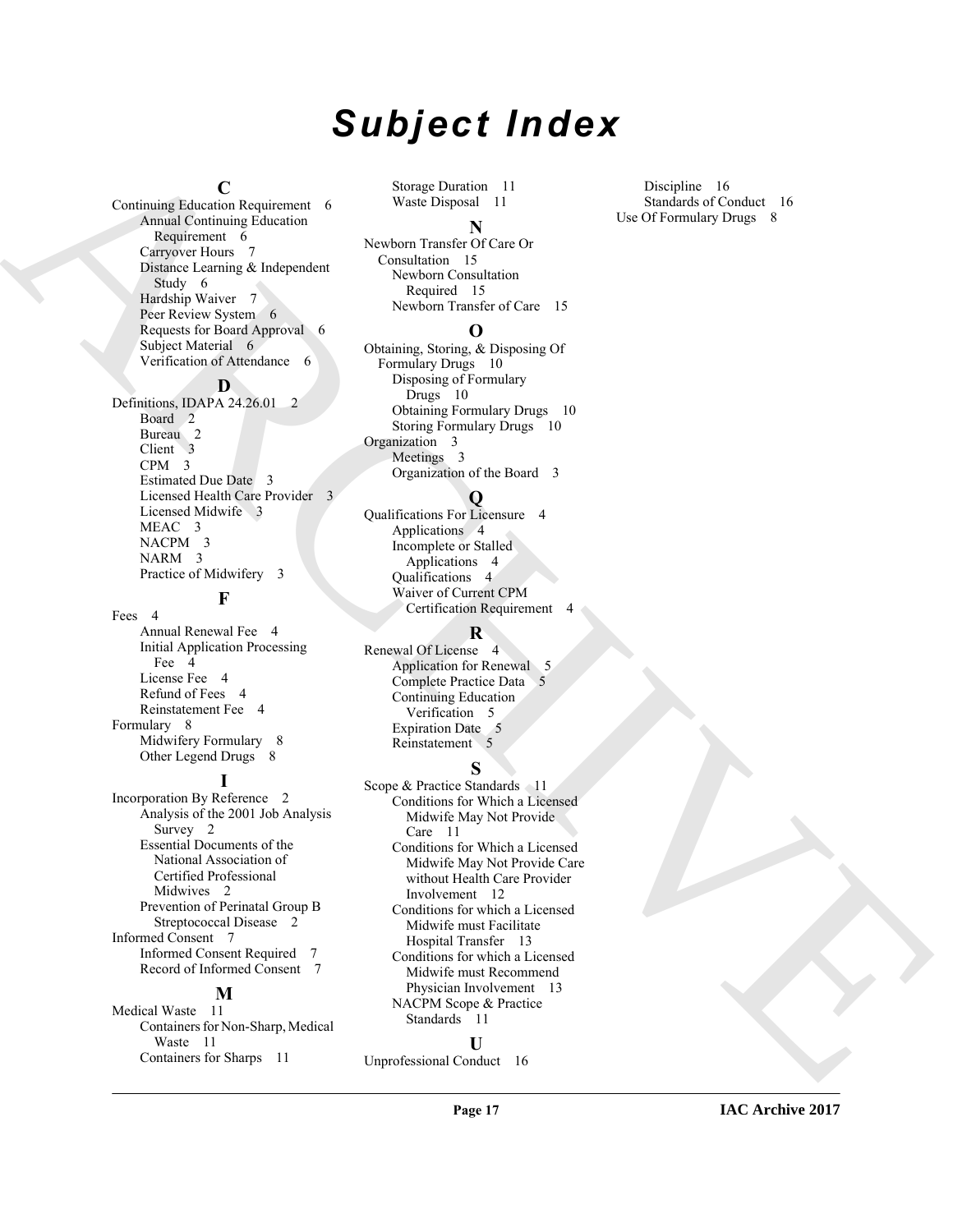# Subject Index

## C

Continuing Education Requirement 6
- Annual Continuing Education Requirement 6
- Carryover Hours 7
- Distance Learning & Independent Study 6
- Hardship Waiver 7
- Peer Review System 6
- Requests for Board Approval 6
- Subject Material 6
- Verification of Attendance 6

## D

Definitions, IDAPA 24.26.01 2
- Board 2
- Bureau 2
- Client 3
- CPM 3
- Estimated Due Date 3
- Licensed Health Care Provider 3
- Licensed Midwife 3
- MEAC 3
- NACPM 3
- NARM 3
- Practice of Midwifery 3

## F

Fees 4
- Annual Renewal Fee 4
- Initial Application Processing Fee 4
- License Fee 4
- Refund of Fees 4
- Reinstatement Fee 4

Formulary 8
- Midwifery Formulary 8
- Other Legend Drugs 8

## I

Incorporation By Reference 2
- Analysis of the 2001 Job Analysis Survey 2
- Essential Documents of the National Association of Certified Professional Midwives 2
- Prevention of Perinatal Group B Streptococcal Disease 2

Informed Consent 7
- Informed Consent Required 7
- Record of Informed Consent 7

## M

Medical Waste 11
- Containers for Non-Sharp, Medical Waste 11
- Containers for Sharps 11
- Storage Duration 11
- Waste Disposal 11

## N

Newborn Transfer Of Care Or Consultation 15
- Newborn Consultation Required 15
- Newborn Transfer of Care 15

## O

Obtaining, Storing, & Disposing Of Formulary Drugs 10
- Disposing of Formulary Drugs 10
- Obtaining Formulary Drugs 10
- Storing Formulary Drugs 10

Organization 3
- Meetings 3
- Organization of the Board 3

## Q

Qualifications For Licensure 4
- Applications 4
- Incomplete or Stalled Applications 4
- Qualifications 4
- Waiver of Current CPM Certification Requirement 4

## R

Renewal Of License 4
- Application for Renewal 5
- Complete Practice Data 5
- Continuing Education Verification 5
- Expiration Date 5
- Reinstatement 5

## S

Scope & Practice Standards 11
- Conditions for Which a Licensed Midwife May Not Provide Care 11
- Conditions for Which a Licensed Midwife May Not Provide Care without Health Care Provider Involvement 12
- Conditions for which a Licensed Midwife must Facilitate Hospital Transfer 13
- Conditions for which a Licensed Midwife must Recommend Physician Involvement 13
- NACPM Scope & Practice Standards 11

## U

Unprofessional Conduct 16
- Discipline 16
- Standards of Conduct 16

Use Of Formulary Drugs 8